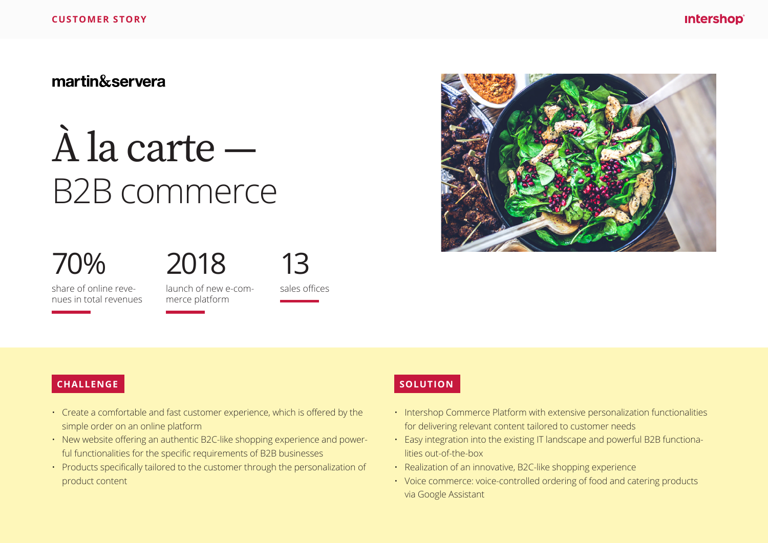CUSTOMER STORY

martin&servera

# À la carte — B2B commerce

**70%**
share of online revenues in total revenues

**2018**
launch of new e-commerce platform

**13**
sales offices

## CHALLENGE

- Create a comfortable and fast customer experience, which is offered by the simple order on an online platform
- New website offering an authentic B2C-like shopping experience and powerful functionalities for the specific requirements of B2B businesses
- Products specifically tailored to the customer through the personalization of product content

## SOLUTION

- Intershop Commerce Platform with extensive personalization functionalities for delivering relevant content tailored to customer needs
- Easy integration into the existing IT landscape and powerful B2B functionalities out-of-the-box
- Realization of an innovative, B2C-like shopping experience
- Voice commerce: voice-controlled ordering of food and catering products via Google Assistant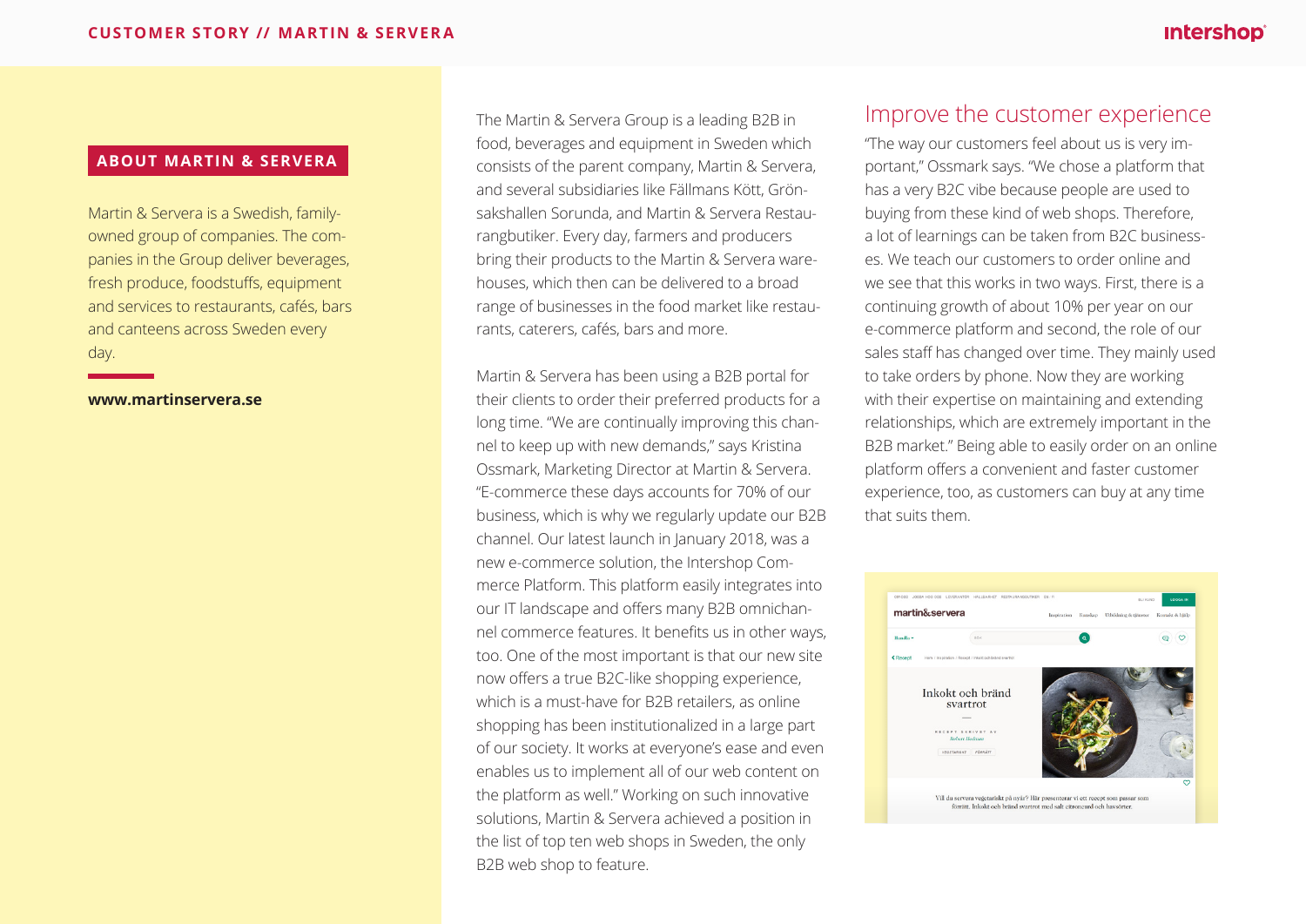## ABOUT MARTIN & SERVERA

Martin & Servera is a Swedish, family-owned group of companies. The companies in the Group deliver beverages, fresh produce, foodstuffs, equipment and services to restaurants, cafés, bars and canteens across Sweden every day.

**www.martinservera.se**

The Martin & Servera Group is a leading B2B in food, beverages and equipment in Sweden which consists of the parent company, Martin & Servera, and several subsidiaries like Fällmans Kött, Grönsakshallen Sorunda, and Martin & Servera Restaurangbutiker. Every day, farmers and producers bring their products to the Martin & Servera warehouses, which then can be delivered to a broad range of businesses in the food market like restaurants, caterers, cafés, bars and more.

Martin & Servera has been using a B2B portal for their clients to order their preferred products for a long time. "We are continually improving this channel to keep up with new demands," says Kristina Ossmark, Marketing Director at Martin & Servera. "E-commerce these days accounts for 70% of our business, which is why we regularly update our B2B channel. Our latest launch in January 2018, was a new e-commerce solution, the Intershop Commerce Platform. This platform easily integrates into our IT landscape and offers many B2B omnichannel commerce features. It benefits us in other ways, too. One of the most important is that our new site now offers a true B2C-like shopping experience, which is a must-have for B2B retailers, as online shopping has been institutionalized in a large part of our society. It works at everyone's ease and even enables us to implement all of our web content on the platform as well." Working on such innovative solutions, Martin & Servera achieved a position in the list of top ten web shops in Sweden, the only B2B web shop to feature.

## Improve the customer experience

"The way our customers feel about us is very important," Ossmark says. "We chose a platform that has a very B2C vibe because people are used to buying from these kind of web shops. Therefore, a lot of learnings can be taken from B2C businesses. We teach our customers to order online and we see that this works in two ways. First, there is a continuing growth of about 10% per year on our e-commerce platform and second, the role of our sales staff has changed over time. They mainly used to take orders by phone. Now they are working with their expertise on maintaining and extending relationships, which are extremely important in the B2B market." Being able to easily order on an online platform offers a convenient and faster customer experience, too, as customers can buy at any time that suits them.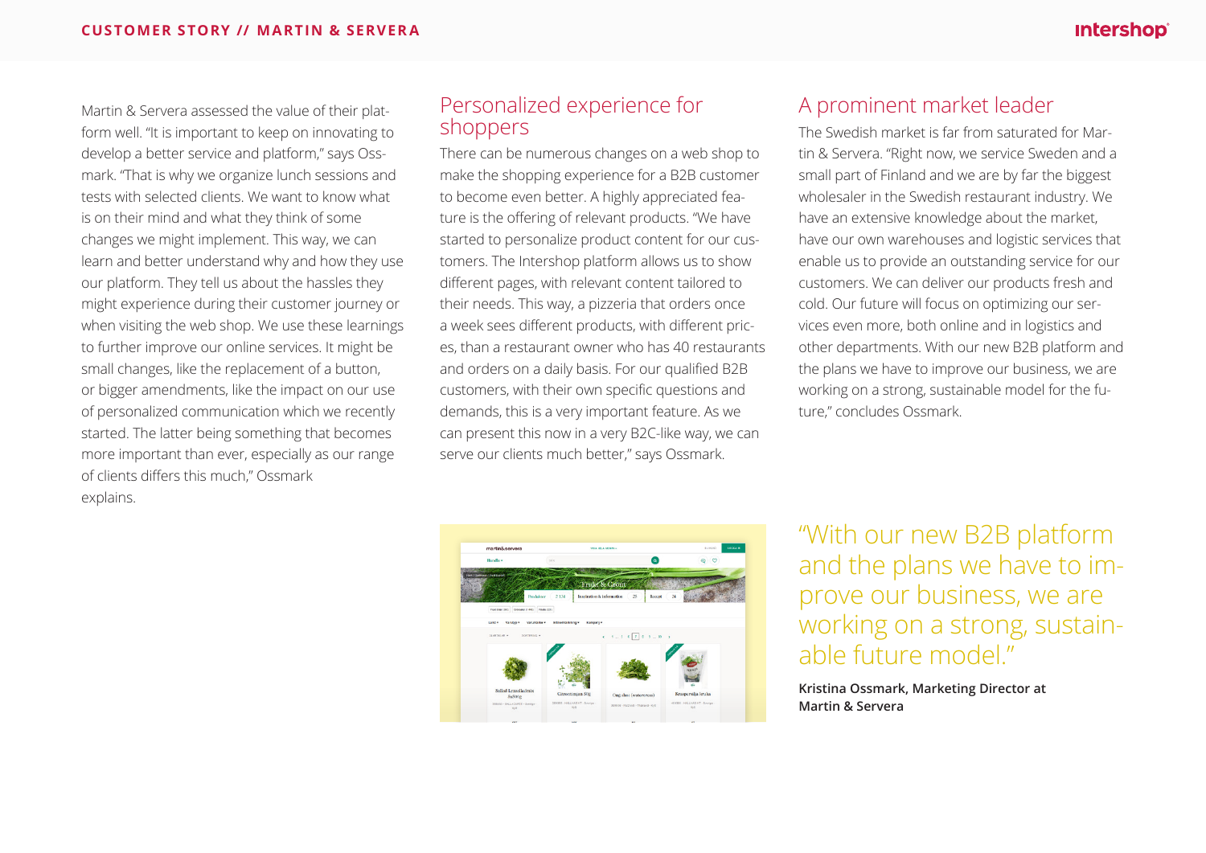Martin & Servera assessed the value of their platform well. "It is important to keep on innovating to develop a better service and platform," says Ossmark. "That is why we organize lunch sessions and tests with selected clients. We want to know what is on their mind and what they think of some changes we might implement. This way, we can learn and better understand why and how they use our platform. They tell us about the hassles they might experience during their customer journey or when visiting the web shop. We use these learnings to further improve our online services. It might be small changes, like the replacement of a button, or bigger amendments, like the impact on our use of personalized communication which we recently started. The latter being something that becomes more important than ever, especially as our range of clients differs this much," Ossmark explains.

## Personalized experience for shoppers

There can be numerous changes on a web shop to make the shopping experience for a B2B customer to become even better. A highly appreciated feature is the offering of relevant products. "We have started to personalize product content for our customers. The Intershop platform allows us to show different pages, with relevant content tailored to their needs. This way, a pizzeria that orders once a week sees different products, with different prices, than a restaurant owner who has 40 restaurants and orders on a daily basis. For our qualified B2B customers, with their own specific questions and demands, this is a very important feature. As we can present this now in a very B2C-like way, we can serve our clients much better," says Ossmark.

## A prominent market leader

The Swedish market is far from saturated for Martin & Servera. "Right now, we service Sweden and a small part of Finland and we are by far the biggest wholesaler in the Swedish restaurant industry. We have an extensive knowledge about the market, have our own warehouses and logistic services that enable us to provide an outstanding service for our customers. We can deliver our products fresh and cold. Our future will focus on optimizing our services even more, both online and in logistics and other departments. With our new B2B platform and the plans we have to improve our business, we are working on a strong, sustainable model for the future," concludes Ossmark.

> "With our new B2B platform and the plans we have to improve our business, we are working on a strong, sustainable future model."

**Kristina Ossmark, Marketing Director at Martin & Servera**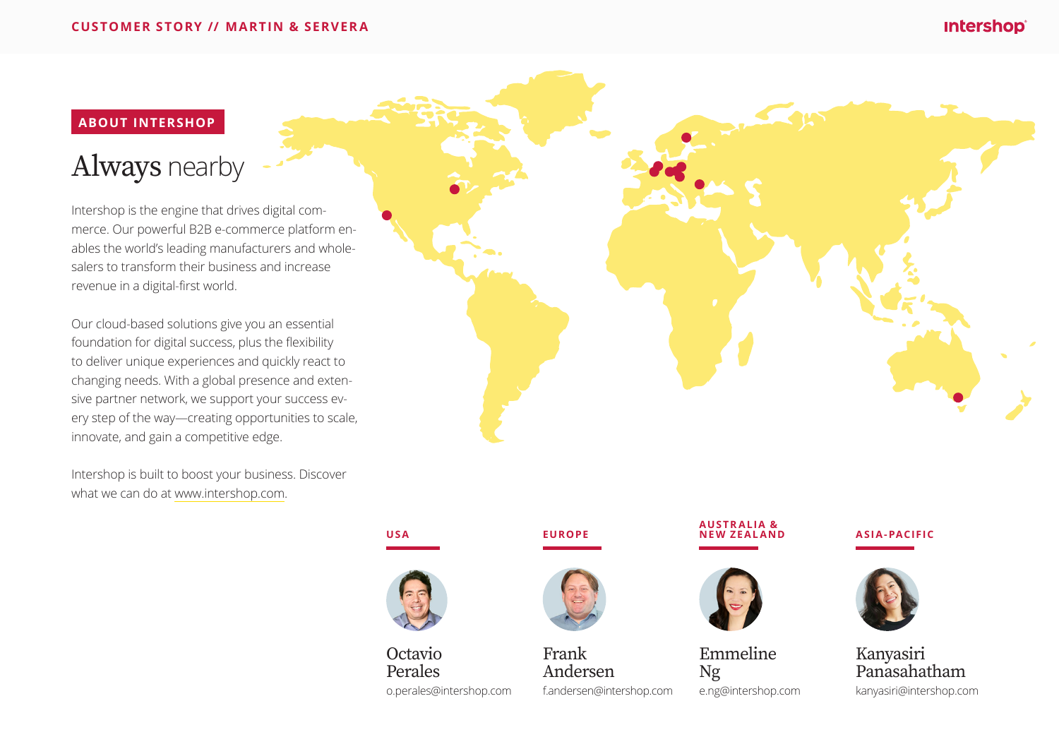## ABOUT INTERSHOP

# Always nearby

Intershop is the engine that drives digital commerce. Our powerful B2B e-commerce platform enables the world's leading manufacturers and wholesalers to transform their business and increase revenue in a digital-first world.

Our cloud-based solutions give you an essential foundation for digital success, plus the flexibility to deliver unique experiences and quickly react to changing needs. With a global presence and extensive partner network, we support your success every step of the way—creating opportunities to scale, innovate, and gain a competitive edge.

Intershop is built to boost your business. Discover what we can do at www.intershop.com.

### USA

Octavio Perales
o.perales@intershop.com

### EUROPE

Frank Andersen
f.andersen@intershop.com

### AUSTRALIA & NEW ZEALAND

Emmeline Ng
e.ng@intershop.com

### ASIA-PACIFIC

Kanyasiri Panasahatham
kanyasiri@intershop.com